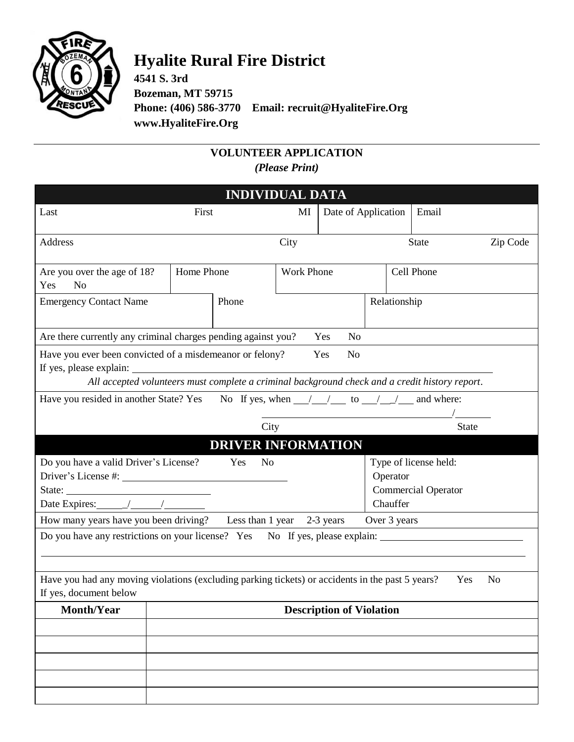# Hyalite Rural Fire District

**4541 S. 3rd**
**Bozeman, MT 59715**
**Phone: (406) 586-3770 Email: recruit@HyaliteFire.Org**
**www.HyaliteFire.Org**

---

## VOLUNTEER APPLICATION

*(Please Print)*

### INDIVIDUAL DATA

| Last | First | MI | Date of Application | Email |
|---|---|---|---|---|
| | | | | |

| Address | City | State | Zip Code |
|---|---|---|---|
| | | | |

| Are you over the age of 18? Yes No | Home Phone | Work Phone | Cell Phone |
|---|---|---|---|
| | | | |

| Emergency Contact Name | Phone | Relationship |
|---|---|---|
| | | |

Are there currently any criminal charges pending against you? Yes No

Have you ever been convicted of a misdemeanor or felony? Yes No
If yes, please explain: ______________________________

*All accepted volunteers must complete a criminal background check and a credit history report*.

Have you resided in another State? Yes No If yes, when ___/___/___ to ___/___/___ and where:
______________________________/_______
City State

### DRIVER INFORMATION

Do you have a valid Driver's License? Yes No
Driver's License #: ______________________________
State: ______________________________
Date Expires: ______/______/________

Type of license held:
Operator
Commercial Operator
Chauffer

How many years have you been driving? Less than 1 year 2-3 years Over 3 years

Do you have any restrictions on your license? Yes No If yes, please explain: ______________________________

______________________________

Have you had any moving violations (excluding parking tickets) or accidents in the past 5 years? Yes No
If yes, document below

| Month/Year | Description of Violation |
|---|---|
| | |
| | |
| | |
| | |
| | |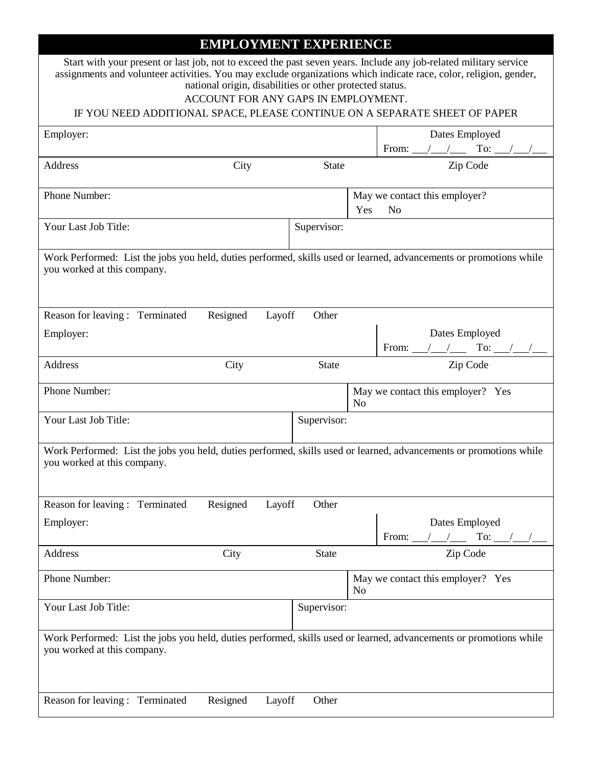## EMPLOYMENT EXPERIENCE

Start with your present or last job, not to exceed the past seven years. Include any job-related military service assignments and volunteer activities. You may exclude organizations which indicate race, color, religion, gender, national origin, disabilities or other protected status.

ACCOUNT FOR ANY GAPS IN EMPLOYMENT.

IF YOU NEED ADDITIONAL SPACE, PLEASE CONTINUE ON A SEPARATE SHEET OF PAPER

| Employer: | | | Dates Employed<br>From: ___/___/___ To: ___/___/___ |
|---|---|---|---|
| Address | City | State | Zip Code |
| Phone Number: | | May we contact this employer?<br>Yes No | |
| Your Last Job Title: | Supervisor: | | |
| Work Performed: List the jobs you held, duties performed, skills used or learned, advancements or promotions while you worked at this company. | | | |
| Reason for leaving : Terminated Resigned Layoff Other | | | |

| Employer: | | | Dates Employed<br>From: ___/___/___ To: ___/___/___ |
|---|---|---|---|
| Address | City | State | Zip Code |
| Phone Number: | | May we contact this employer? Yes No | |
| Your Last Job Title: | Supervisor: | | |
| Work Performed: List the jobs you held, duties performed, skills used or learned, advancements or promotions while you worked at this company. | | | |
| Reason for leaving : Terminated Resigned Layoff Other | | | |

| Employer: | | | Dates Employed<br>From: ___/___/___ To: ___/___/___ |
|---|---|---|---|
| Address | City | State | Zip Code |
| Phone Number: | | May we contact this employer? Yes No | |
| Your Last Job Title: | Supervisor: | | |
| Work Performed: List the jobs you held, duties performed, skills used or learned, advancements or promotions while you worked at this company. | | | |
| Reason for leaving : Terminated Resigned Layoff Other | | | |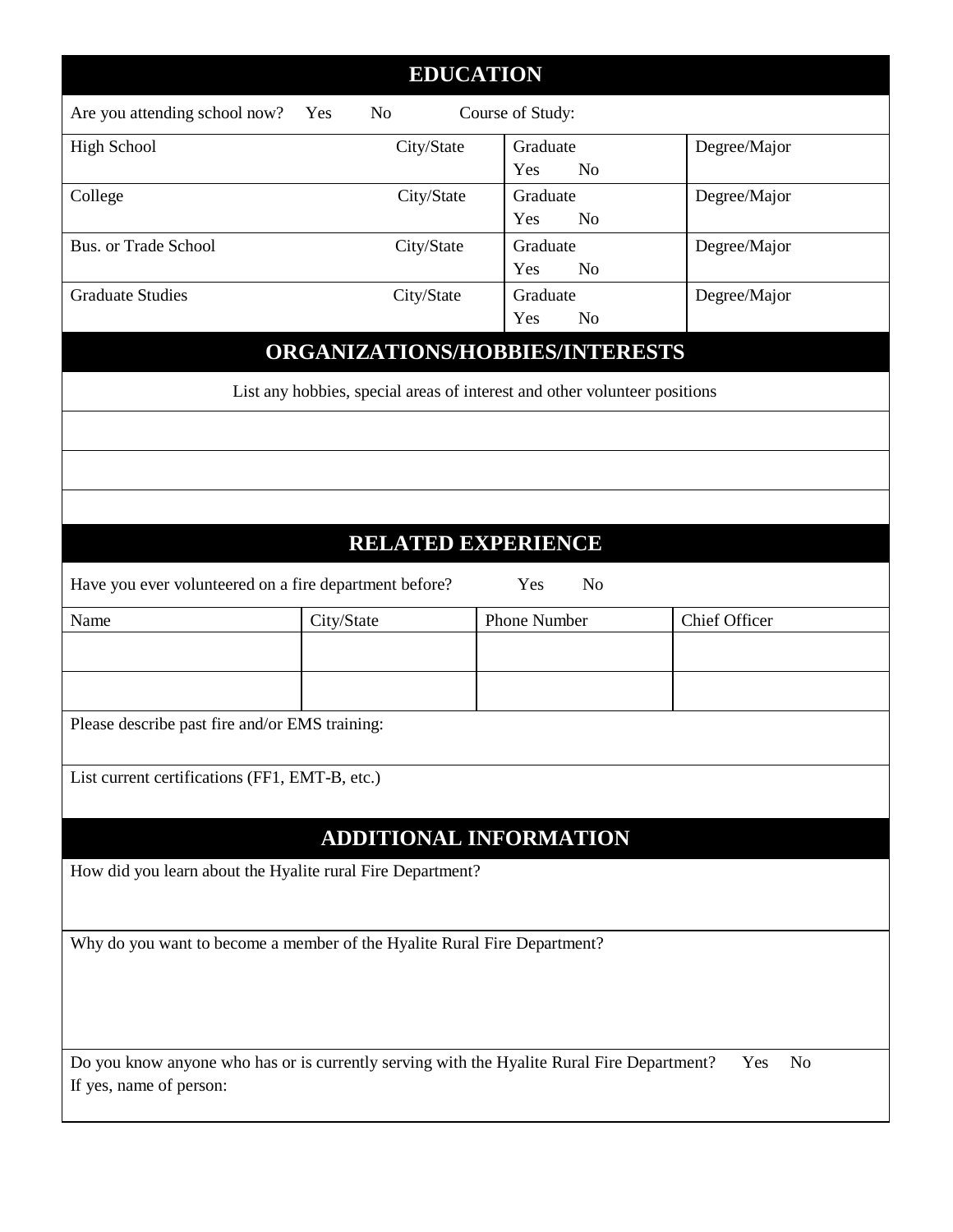## EDUCATION

Are you attending school now? Yes No Course of Study:

| | City/State | Graduate | Degree/Major |
|---|---|---|---|
| High School | City/State | Graduate<br>Yes No | Degree/Major |
| College | City/State | Graduate<br>Yes No | Degree/Major |
| Bus. or Trade School | City/State | Graduate<br>Yes No | Degree/Major |
| Graduate Studies | City/State | Graduate<br>Yes No | Degree/Major |

## ORGANIZATIONS/HOBBIES/INTERESTS

List any hobbies, special areas of interest and other volunteer positions

## RELATED EXPERIENCE

Have you ever volunteered on a fire department before? Yes No

| Name | City/State | Phone Number | Chief Officer |
|---|---|---|---|
| | | | |
| | | | |

Please describe past fire and/or EMS training:

List current certifications (FF1, EMT-B, etc.)

## ADDITIONAL INFORMATION

How did you learn about the Hyalite rural Fire Department?

Why do you want to become a member of the Hyalite Rural Fire Department?

Do you know anyone who has or is currently serving with the Hyalite Rural Fire Department? Yes No
If yes, name of person: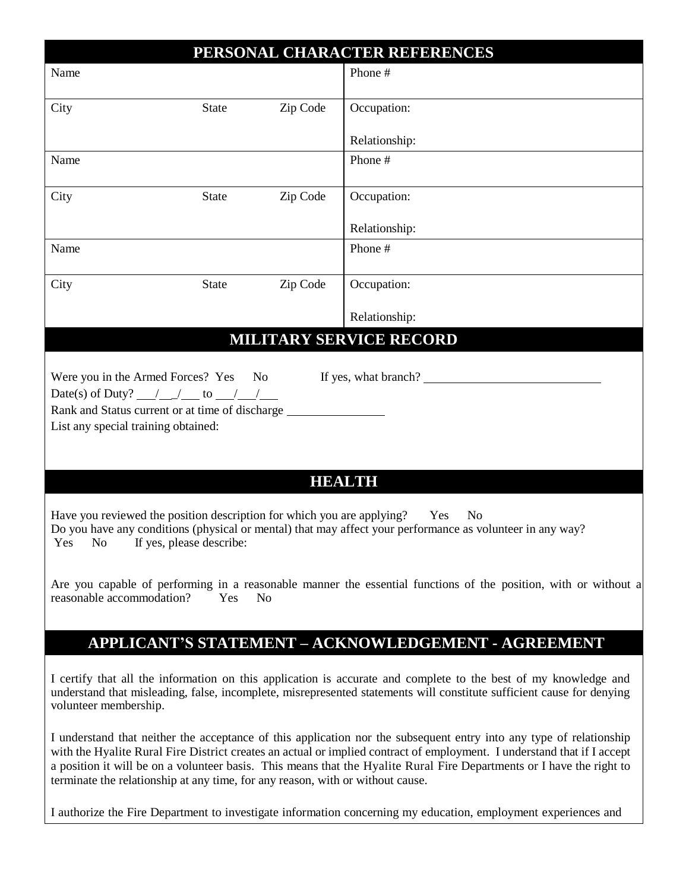## PERSONAL CHARACTER REFERENCES

| Name | | | Phone # |
|---|---|---|---|
| City | State | Zip Code | Occupation:<br><br>Relationship: |
| Name | | | Phone # |
| City | State | Zip Code | Occupation:<br><br>Relationship: |
| Name | | | Phone # |
| City | State | Zip Code | Occupation:<br><br>Relationship: |

## MILITARY SERVICE RECORD

Were you in the Armed Forces? Yes No If yes, what branch? ____________________________

Date(s) of Duty? ___/__/___ to ___/___/___

Rank and Status current or at time of discharge ________________

List any special training obtained:

## HEALTH

Have you reviewed the position description for which you are applying? Yes No

Do you have any conditions (physical or mental) that may affect your performance as volunteer in any way?
Yes No If yes, please describe:

Are you capable of performing in a reasonable manner the essential functions of the position, with or without a reasonable accommodation? Yes No

## APPLICANT'S STATEMENT – ACKNOWLEDGEMENT - AGREEMENT

I certify that all the information on this application is accurate and complete to the best of my knowledge and understand that misleading, false, incomplete, misrepresented statements will constitute sufficient cause for denying volunteer membership.

I understand that neither the acceptance of this application nor the subsequent entry into any type of relationship with the Hyalite Rural Fire District creates an actual or implied contract of employment. I understand that if I accept a position it will be on a volunteer basis. This means that the Hyalite Rural Fire Departments or I have the right to terminate the relationship at any time, for any reason, with or without cause.

I authorize the Fire Department to investigate information concerning my education, employment experiences and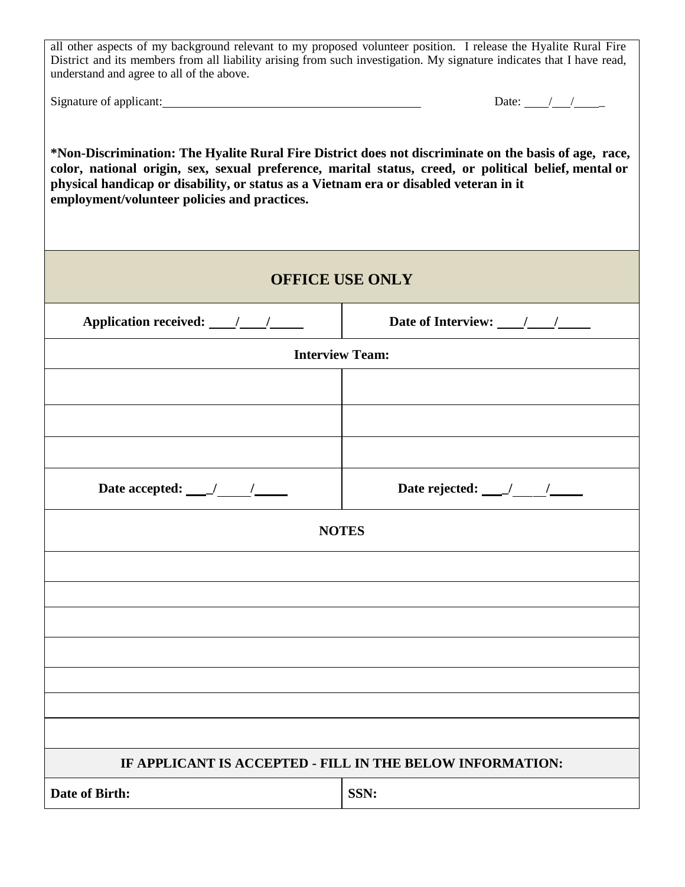all other aspects of my background relevant to my proposed volunteer position. I release the Hyalite Rural Fire District and its members from all liability arising from such investigation. My signature indicates that I have read, understand and agree to all of the above.

Signature of applicant:___________________________________________ Date: ____/___/____

**\*Non-Discrimination: The Hyalite Rural Fire District does not discriminate on the basis of age, race, color, national origin, sex, sexual preference, marital status, creed, or political belief, mental or physical handicap or disability, or status as a Vietnam era or disabled veteran in it employment/volunteer policies and practices.**

## OFFICE USE ONLY

| | |
|---|---|
| **Application received: ____/____/_____** | **Date of Interview: ____/____/_____** |
| **Interview Team:** | |
| | |
| | |
| | |
| **Date accepted: ___/_____/_____** | **Date rejected: ___/_____/_____** |
| **NOTES** | |
| | |
| | |
| | |
| | |
| | |
| | |
| | |
| **IF APPLICANT IS ACCEPTED - FILL IN THE BELOW INFORMATION:** | |
| **Date of Birth:** | **SSN:** |